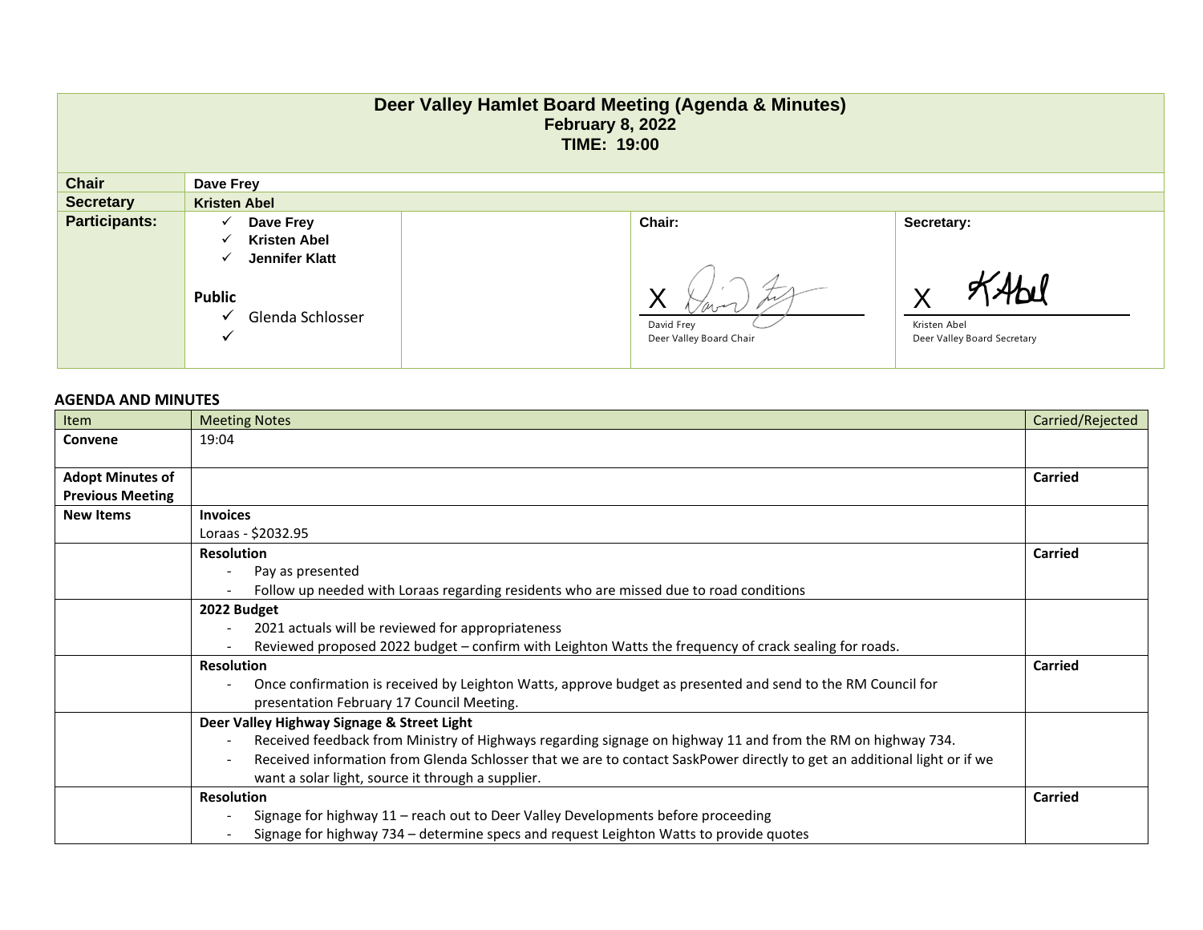# Deer Valley Hamlet Board Meeting (Agenda & Minutes)

**February 8, 2022**

**TIME: 19:00**

| | | | |
|---|---|---|---|
| **Chair** | **Dave Frey** | | |
| **Secretary** | **Kristen Abel** | | |
| **Participants:** | ✓ **Dave Frey**<br>✓ **Kristen Abel**<br>✓ **Jennifer Klatt**<br><br>**Public**<br>✓ Glenda Schlosser<br>✓ | **Chair:**<br><br>X<br>David Frey<br>Deer Valley Board Chair | **Secretary:**<br><br>X<br>Kristen Abel<br>Deer Valley Board Secretary |

## AGENDA AND MINUTES

| Item | Meeting Notes | Carried/Rejected |
|---|---|---|
| **Convene** | 19:04 | |
| **Adopt Minutes of Previous Meeting** | | **Carried** |
| **New Items** | **Invoices**<br>Loraas - $2032.95 | |
| | **Resolution**<br>- Pay as presented<br>- Follow up needed with Loraas regarding residents who are missed due to road conditions | **Carried** |
| | **2022 Budget**<br>- 2021 actuals will be reviewed for appropriateness<br>- Reviewed proposed 2022 budget – confirm with Leighton Watts the frequency of crack sealing for roads. | |
| | **Resolution**<br>- Once confirmation is received by Leighton Watts, approve budget as presented and send to the RM Council for presentation February 17 Council Meeting. | **Carried** |
| | **Deer Valley Highway Signage & Street Light**<br>- Received feedback from Ministry of Highways regarding signage on highway 11 and from the RM on highway 734.<br>- Received information from Glenda Schlosser that we are to contact SaskPower directly to get an additional light or if we want a solar light, source it through a supplier. | |
| | **Resolution**<br>- Signage for highway 11 – reach out to Deer Valley Developments before proceeding<br>- Signage for highway 734 – determine specs and request Leighton Watts to provide quotes | **Carried** |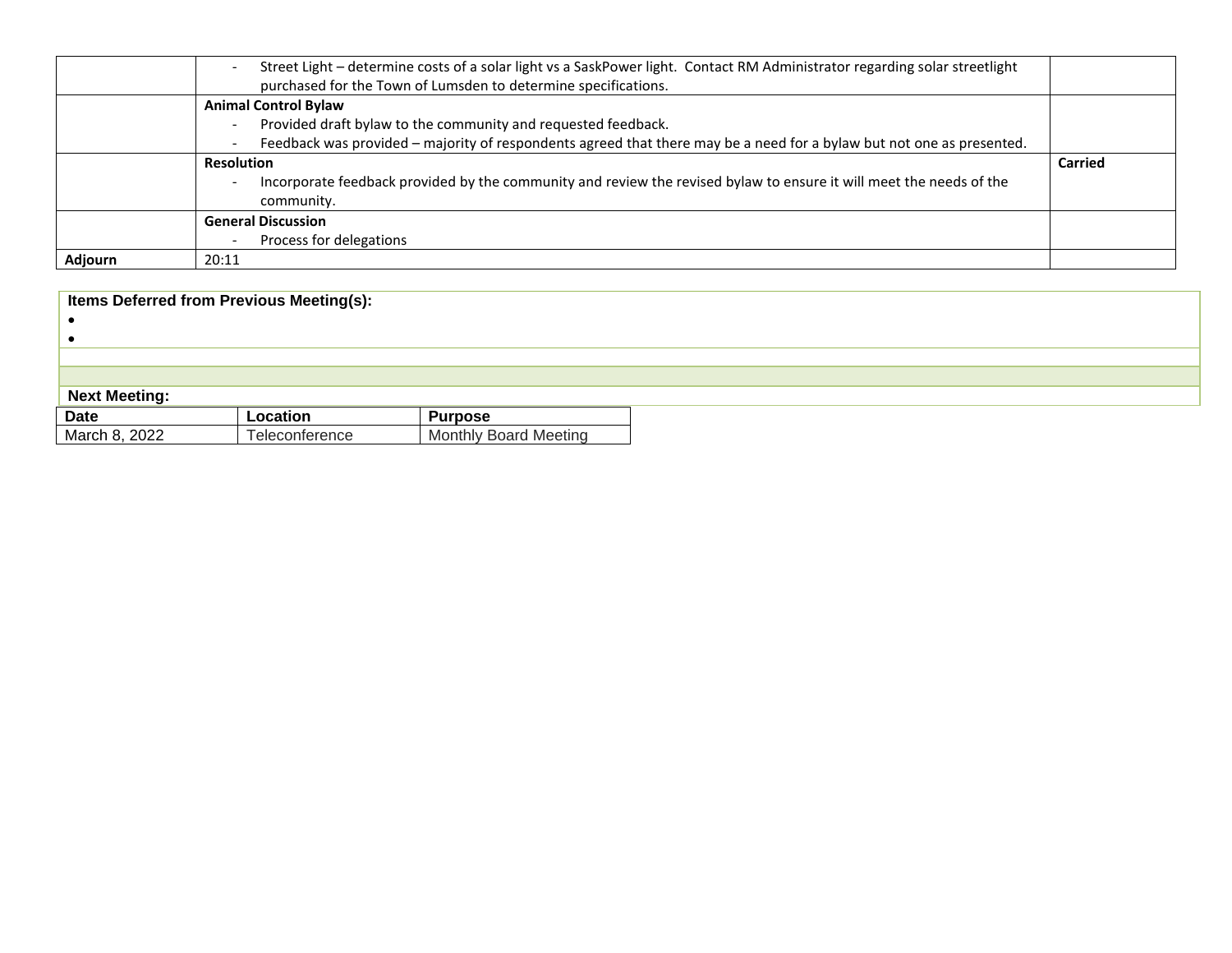| | | |
|---|---|---|
| | - Street Light – determine costs of a solar light vs a SaskPower light. Contact RM Administrator regarding solar streetlight purchased for the Town of Lumsden to determine specifications. | |
| | **Animal Control Bylaw**<br>- Provided draft bylaw to the community and requested feedback.<br>- Feedback was provided – majority of respondents agreed that there may be a need for a bylaw but not one as presented. | |
| | **Resolution**<br>- Incorporate feedback provided by the community and review the revised bylaw to ensure it will meet the needs of the community. | **Carried** |
| | **General Discussion**<br>- Process for delegations | |
| **Adjourn** | 20:11 | |

**Items Deferred from Previous Meeting(s):**

- 
- 

**Next Meeting:**

| Date | Location | Purpose |
|---|---|---|
| March 8, 2022 | Teleconference | Monthly Board Meeting |